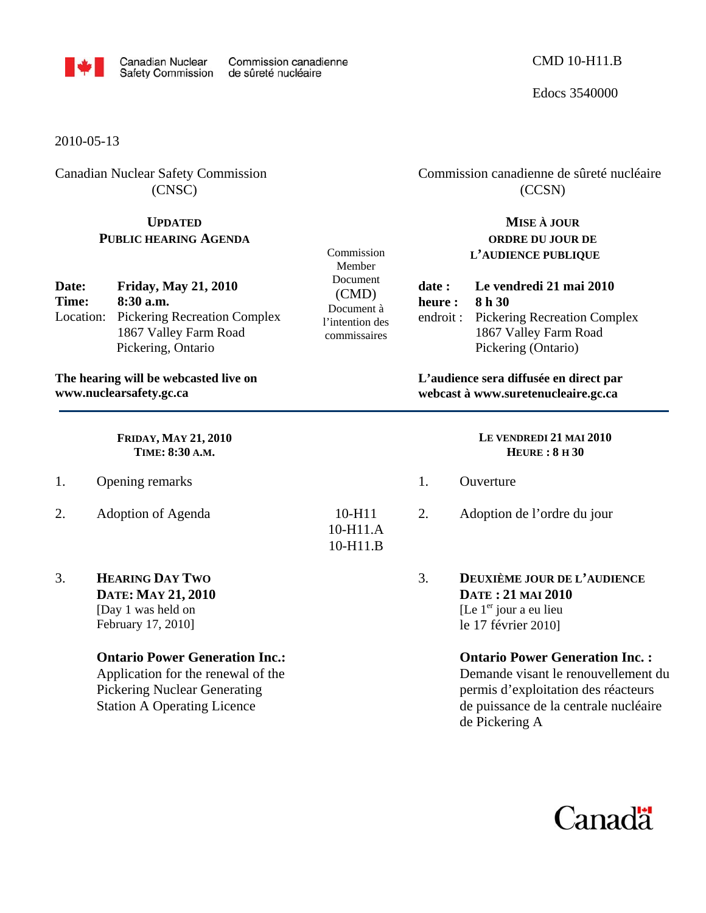Canadian Nuclear Safety Commission / Commission canadienne de sûreté nucléaire

CMD 10-H11.B

Edocs 3540000

2010-05-13

Canadian Nuclear Safety Commission (CNSC)

# UPDATED PUBLIC HEARING AGENDA

**Date:** **Friday, May 21, 2010**
**Time:** **8:30 a.m.**
Location: Pickering Recreation Complex
1867 Valley Farm Road
Pickering, Ontario

**The hearing will be webcasted live on www.nuclearsafety.gc.ca**

Commission Member Document (CMD)

**FRIDAY, MAY 21, 2010**
**TIME: 8:30 A.M.**

| | | CMD |
|---|---|---|
| 1. | Opening remarks | |
| 2. | Adoption of Agenda | 10-H11<br>10-H11.A<br>10-H11.B |
| 3. | **HEARING DAY TWO**<br>**DATE: MAY 21, 2010**<br>[Day 1 was held on February 17, 2010]<br><br>**Ontario Power Generation Inc.:**<br>Application for the renewal of the Pickering Nuclear Generating Station A Operating Licence | |

---

Commission canadienne de sûreté nucléaire (CCSN)

# MISE À JOUR ORDRE DU JOUR DE L'AUDIENCE PUBLIQUE

**date :** **Le vendredi 21 mai 2010**
**heure :** **8 h 30**
endroit : Pickering Recreation Complex
1867 Valley Farm Road
Pickering (Ontario)

**L'audience sera diffusée en direct par webcast à www.suretenucleaire.gc.ca**

Document à l'intention des commissaires

**LE VENDREDI 21 MAI 2010**
**HEURE : 8 H 30**

1. Ouverture
2. Adoption de l'ordre du jour
3. **DEUXIÈME JOUR DE L'AUDIENCE**
   **DATE : 21 MAI 2010**
   [Le 1er jour a eu lieu le 17 février 2010]

   **Ontario Power Generation Inc. :**
   Demande visant le renouvellement du permis d'exploitation des réacteurs de puissance de la centrale nucléaire de Pickering A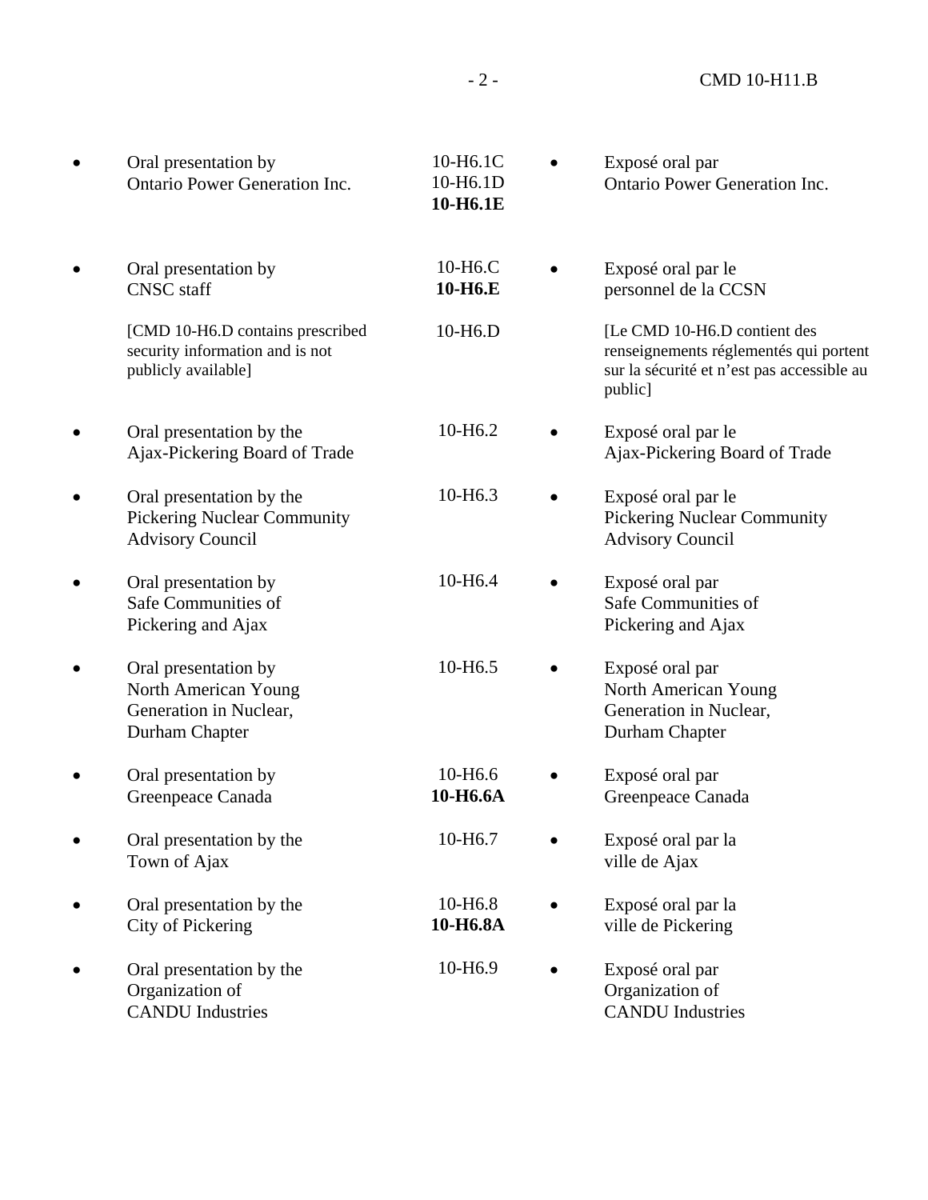| | | | |
|---|---|---|---|
| • Oral presentation by Ontario Power Generation Inc. | 10-H6.1C<br>10-H6.1D<br>**10-H6.1E** | • Exposé oral par Ontario Power Generation Inc. |
| • Oral presentation by CNSC staff | 10-H6.C<br>**10-H6.E** | • Exposé oral par le personnel de la CCSN |
| [CMD 10-H6.D contains prescribed security information and is not publicly available] | 10-H6.D | [Le CMD 10-H6.D contient des renseignements réglementés qui portent sur la sécurité et n'est pas accessible au public] |
| • Oral presentation by the Ajax-Pickering Board of Trade | 10-H6.2 | • Exposé oral par le Ajax-Pickering Board of Trade |
| • Oral presentation by the Pickering Nuclear Community Advisory Council | 10-H6.3 | • Exposé oral par le Pickering Nuclear Community Advisory Council |
| • Oral presentation by Safe Communities of Pickering and Ajax | 10-H6.4 | • Exposé oral par Safe Communities of Pickering and Ajax |
| • Oral presentation by North American Young Generation in Nuclear, Durham Chapter | 10-H6.5 | • Exposé oral par North American Young Generation in Nuclear, Durham Chapter |
| • Oral presentation by Greenpeace Canada | 10-H6.6<br>**10-H6.6A** | • Exposé oral par Greenpeace Canada |
| • Oral presentation by the Town of Ajax | 10-H6.7 | • Exposé oral par la ville de Ajax |
| • Oral presentation by the City of Pickering | 10-H6.8<br>**10-H6.8A** | • Exposé oral par la ville de Pickering |
| • Oral presentation by the Organization of CANDU Industries | 10-H6.9 | • Exposé oral par Organization of CANDU Industries |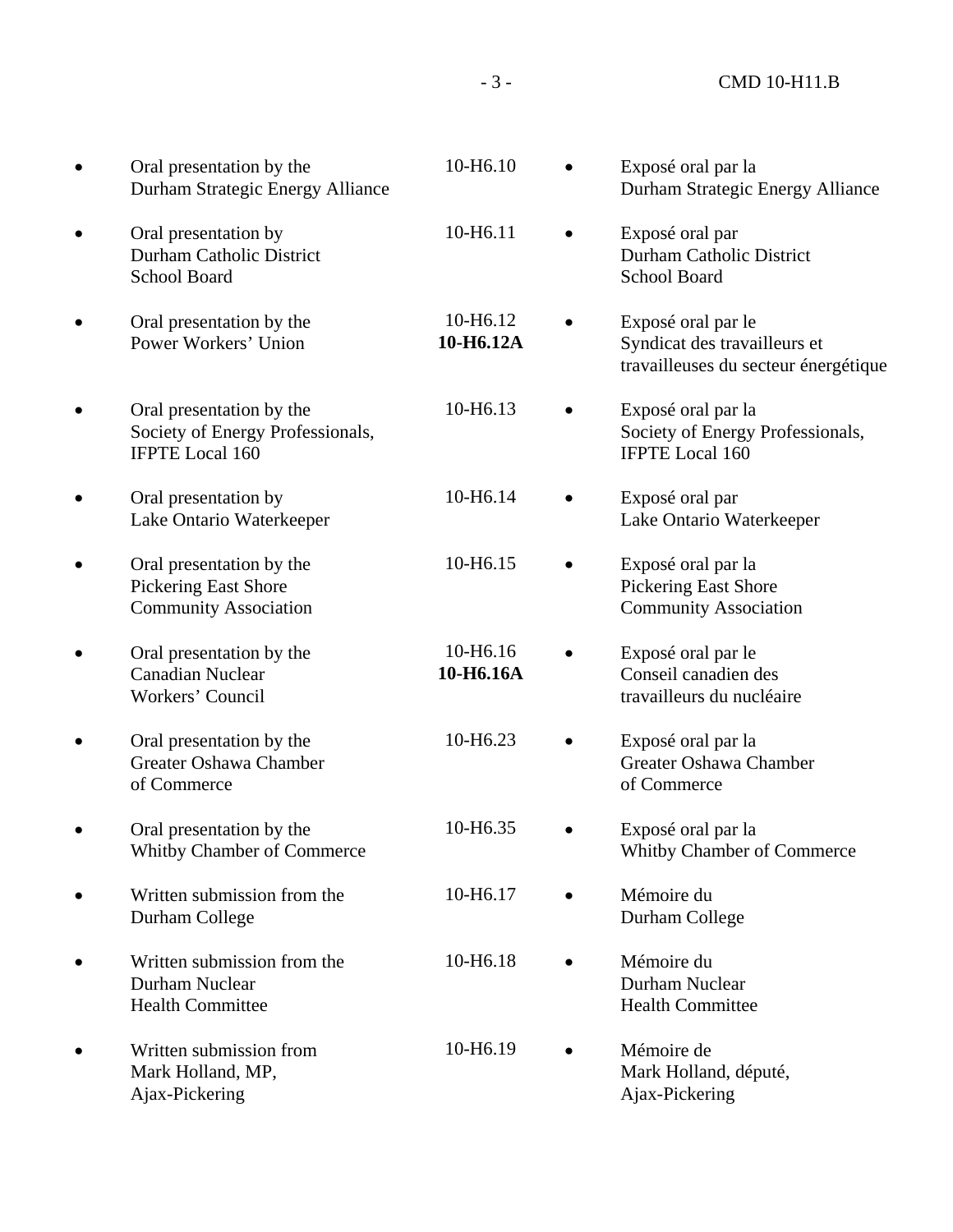| English | Document | Français |
|---|---|---|
| • Oral presentation by the Durham Strategic Energy Alliance | 10-H6.10 | • Exposé oral par la Durham Strategic Energy Alliance |
| • Oral presentation by Durham Catholic District School Board | 10-H6.11 | • Exposé oral par Durham Catholic District School Board |
| • Oral presentation by the Power Workers' Union | 10-H6.12 **10-H6.12A** | • Exposé oral par le Syndicat des travailleurs et travailleuses du secteur énergétique |
| • Oral presentation by the Society of Energy Professionals, IFPTE Local 160 | 10-H6.13 | • Exposé oral par la Society of Energy Professionals, IFPTE Local 160 |
| • Oral presentation by Lake Ontario Waterkeeper | 10-H6.14 | • Exposé oral par Lake Ontario Waterkeeper |
| • Oral presentation by the Pickering East Shore Community Association | 10-H6.15 | • Exposé oral par la Pickering East Shore Community Association |
| • Oral presentation by the Canadian Nuclear Workers' Council | 10-H6.16 **10-H6.16A** | • Exposé oral par le Conseil canadien des travailleurs du nucléaire |
| • Oral presentation by the Greater Oshawa Chamber of Commerce | 10-H6.23 | • Exposé oral par la Greater Oshawa Chamber of Commerce |
| • Oral presentation by the Whitby Chamber of Commerce | 10-H6.35 | • Exposé oral par la Whitby Chamber of Commerce |
| • Written submission from the Durham College | 10-H6.17 | • Mémoire du Durham College |
| • Written submission from the Durham Nuclear Health Committee | 10-H6.18 | • Mémoire du Durham Nuclear Health Committee |
| • Written submission from Mark Holland, MP, Ajax-Pickering | 10-H6.19 | • Mémoire de Mark Holland, député, Ajax-Pickering |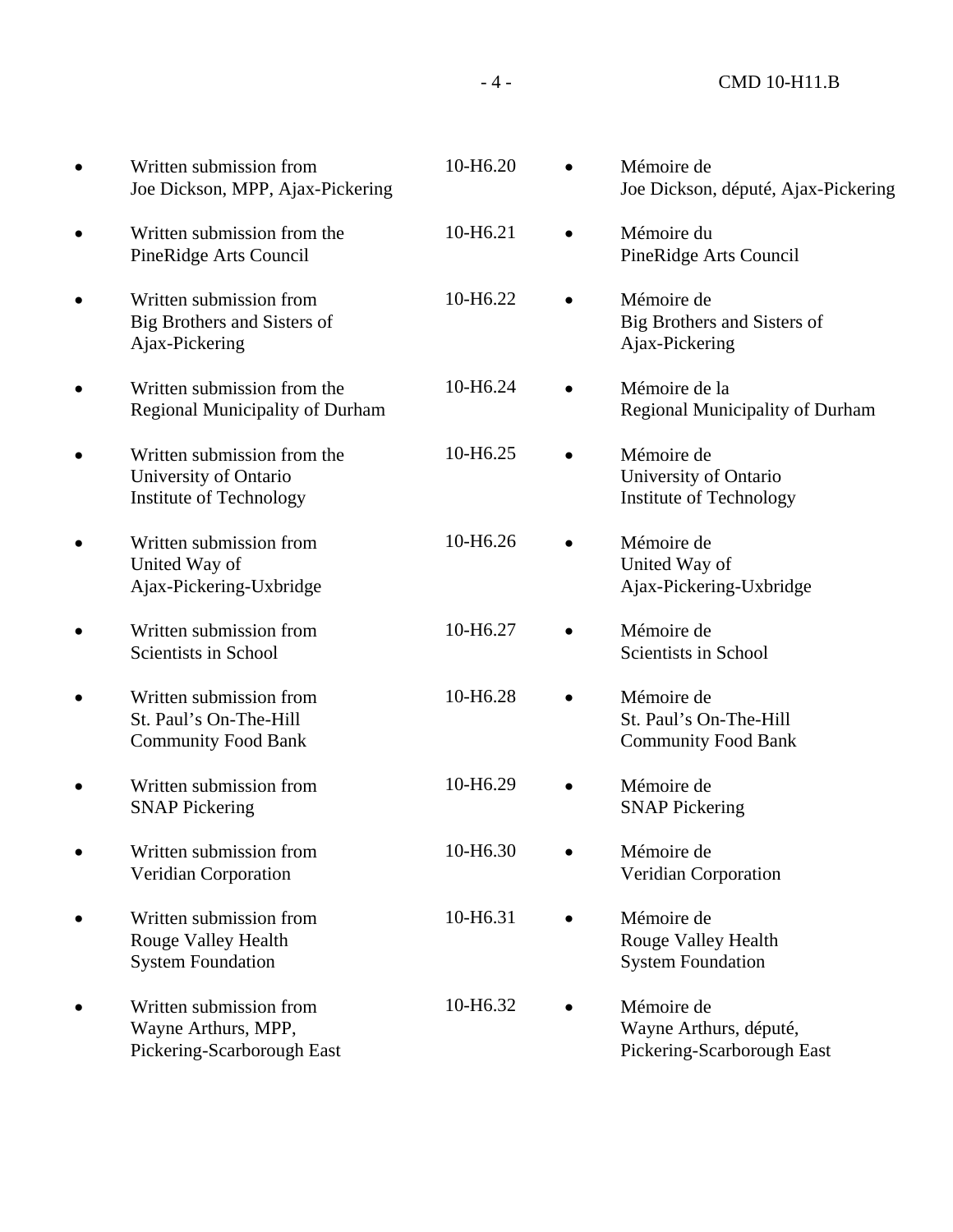| | | |
|---|---|---|
| • Written submission from Joe Dickson, MPP, Ajax-Pickering | 10-H6.20 | • Mémoire de Joe Dickson, député, Ajax-Pickering |
| • Written submission from the PineRidge Arts Council | 10-H6.21 | • Mémoire du PineRidge Arts Council |
| • Written submission from Big Brothers and Sisters of Ajax-Pickering | 10-H6.22 | • Mémoire de Big Brothers and Sisters of Ajax-Pickering |
| • Written submission from the Regional Municipality of Durham | 10-H6.24 | • Mémoire de la Regional Municipality of Durham |
| • Written submission from the University of Ontario Institute of Technology | 10-H6.25 | • Mémoire de University of Ontario Institute of Technology |
| • Written submission from United Way of Ajax-Pickering-Uxbridge | 10-H6.26 | • Mémoire de United Way of Ajax-Pickering-Uxbridge |
| • Written submission from Scientists in School | 10-H6.27 | • Mémoire de Scientists in School |
| • Written submission from St. Paul's On-The-Hill Community Food Bank | 10-H6.28 | • Mémoire de St. Paul's On-The-Hill Community Food Bank |
| • Written submission from SNAP Pickering | 10-H6.29 | • Mémoire de SNAP Pickering |
| • Written submission from Veridian Corporation | 10-H6.30 | • Mémoire de Veridian Corporation |
| • Written submission from Rouge Valley Health System Foundation | 10-H6.31 | • Mémoire de Rouge Valley Health System Foundation |
| • Written submission from Wayne Arthurs, MPP, Pickering-Scarborough East | 10-H6.32 | • Mémoire de Wayne Arthurs, député, Pickering-Scarborough East |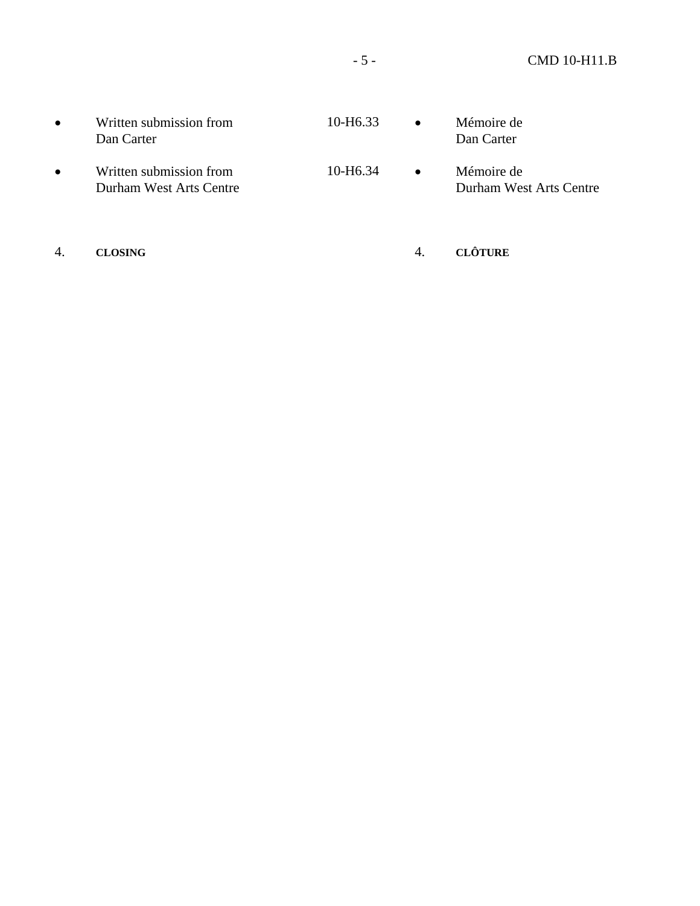- Written submission from Dan Carter — 10-H6.33
- Written submission from Durham West Arts Centre — 10-H6.34

4. **CLOSING**

- Mémoire de Dan Carter
- Mémoire de Durham West Arts Centre

4. **CLÔTURE**